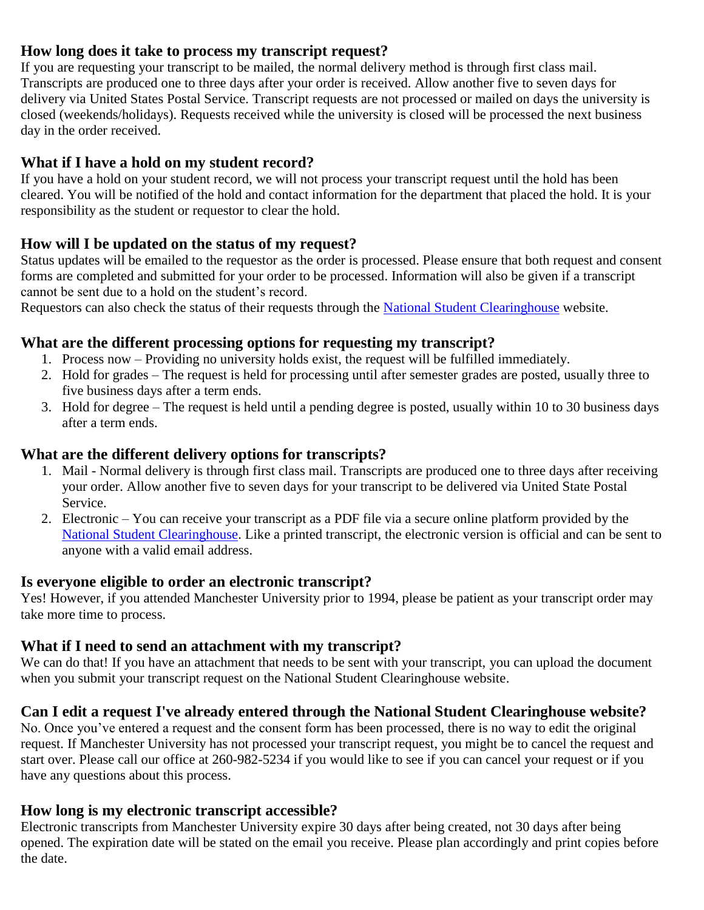## How long does it take to process my transcript request?

If you are requesting your transcript to be mailed, the normal delivery method is through first class mail. Transcripts are produced one to three days after your order is received. Allow another five to seven days for delivery via United States Postal Service. Transcript requests are not processed or mailed on days the university is closed (weekends/holidays). Requests received while the university is closed will be processed the next business day in the order received.

## What if I have a hold on my student record?

If you have a hold on your student record, we will not process your transcript request until the hold has been cleared. You will be notified of the hold and contact information for the department that placed the hold. It is your responsibility as the student or requestor to clear the hold.

## How will I be updated on the status of my request?

Status updates will be emailed to the requestor as the order is processed. Please ensure that both request and consent forms are completed and submitted for your order to be processed. Information will also be given if a transcript cannot be sent due to a hold on the student's record.

Requestors can also check the status of their requests through the National Student Clearinghouse website.

## What are the different processing options for requesting my transcript?

1. Process now – Providing no university holds exist, the request will be fulfilled immediately.
2. Hold for grades – The request is held for processing until after semester grades are posted, usually three to five business days after a term ends.
3. Hold for degree – The request is held until a pending degree is posted, usually within 10 to 30 business days after a term ends.

## What are the different delivery options for transcripts?

1. Mail - Normal delivery is through first class mail. Transcripts are produced one to three days after receiving your order. Allow another five to seven days for your transcript to be delivered via United State Postal Service.
2. Electronic – You can receive your transcript as a PDF file via a secure online platform provided by the National Student Clearinghouse. Like a printed transcript, the electronic version is official and can be sent to anyone with a valid email address.

## Is everyone eligible to order an electronic transcript?

Yes! However, if you attended Manchester University prior to 1994, please be patient as your transcript order may take more time to process.

## What if I need to send an attachment with my transcript?

We can do that! If you have an attachment that needs to be sent with your transcript, you can upload the document when you submit your transcript request on the National Student Clearinghouse website.

## Can I edit a request I've already entered through the National Student Clearinghouse website?

No. Once you've entered a request and the consent form has been processed, there is no way to edit the original request. If Manchester University has not processed your transcript request, you might be to cancel the request and start over. Please call our office at 260-982-5234 if you would like to see if you can cancel your request or if you have any questions about this process.

## How long is my electronic transcript accessible?

Electronic transcripts from Manchester University expire 30 days after being created, not 30 days after being opened. The expiration date will be stated on the email you receive. Please plan accordingly and print copies before the date.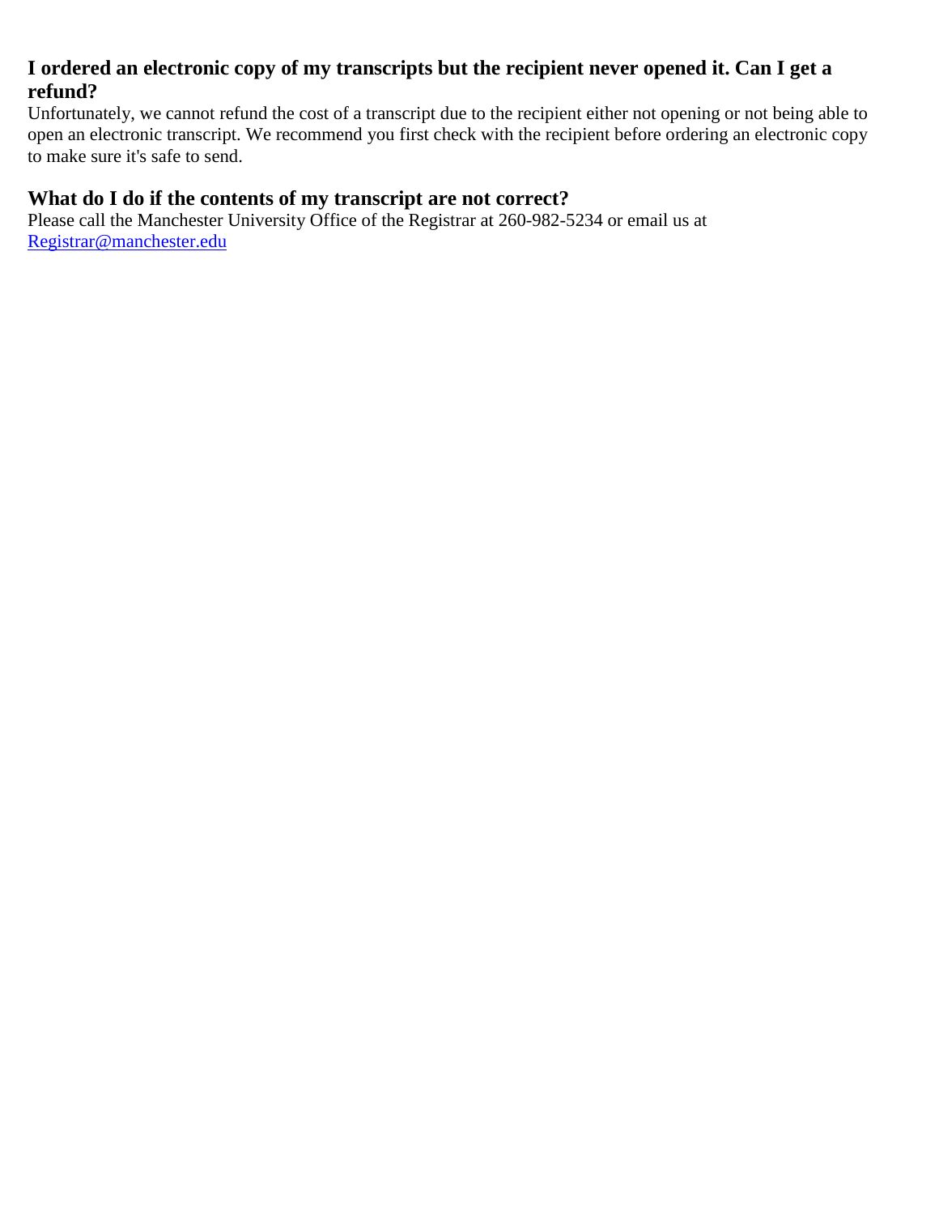### I ordered an electronic copy of my transcripts but the recipient never opened it. Can I get a refund?

Unfortunately, we cannot refund the cost of a transcript due to the recipient either not opening or not being able to open an electronic transcript. We recommend you first check with the recipient before ordering an electronic copy to make sure it's safe to send.

### What do I do if the contents of my transcript are not correct?

Please call the Manchester University Office of the Registrar at 260-982-5234 or email us at [Registrar@manchester.edu](mailto:Registrar@manchester.edu)